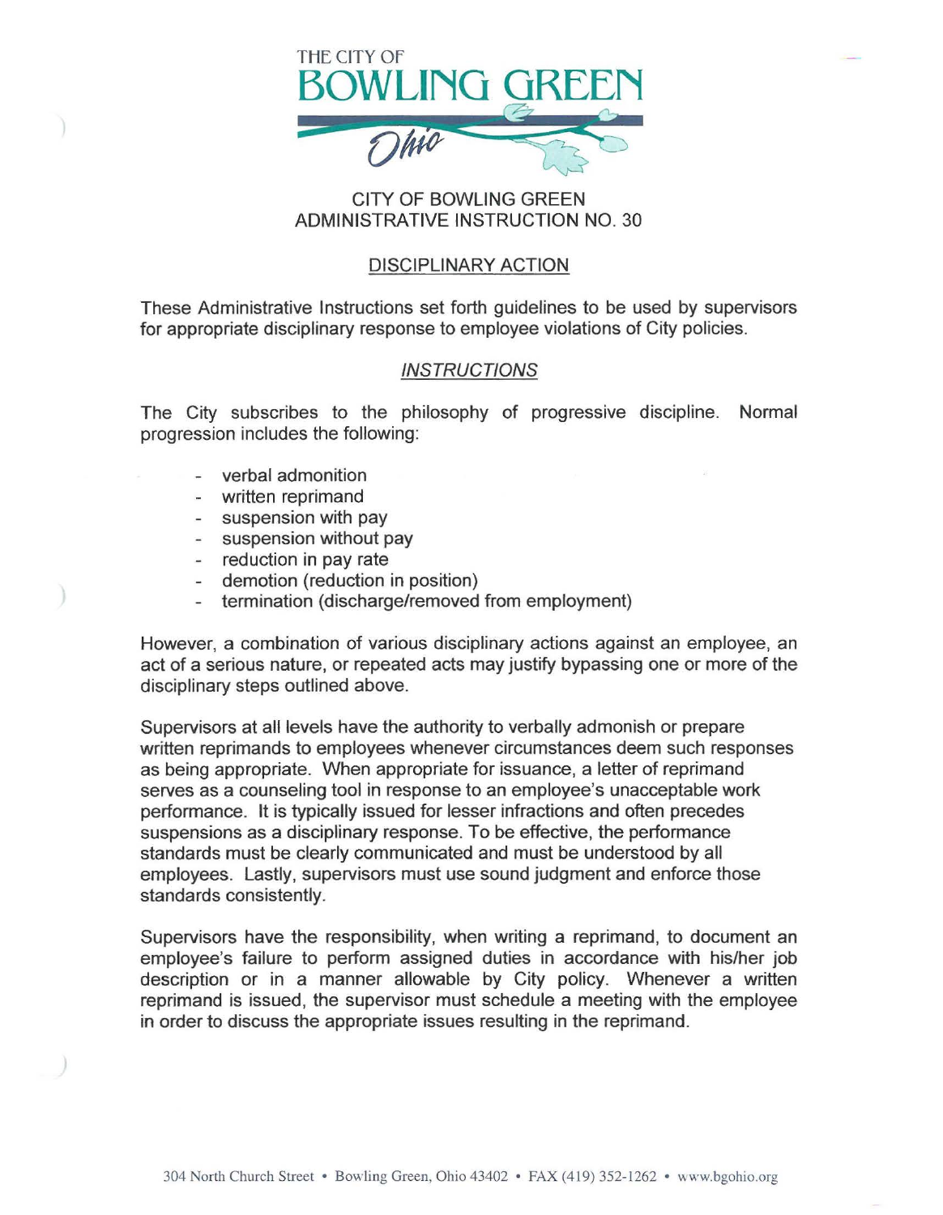THE CITY OF BOWLING GREEN Ohio

# CITY OF BOWLING GREEN
# ADMINISTRATIVE INSTRUCTION NO. 30

## DISCIPLINARY ACTION

These Administrative Instructions set forth guidelines to be used by supervisors for appropriate disciplinary response to employee violations of City policies.

### *INSTRUCTIONS*

The City subscribes to the philosophy of progressive discipline. Normal progression includes the following:

- verbal admonition
- written reprimand
- suspension with pay
- suspension without pay
- reduction in pay rate
- demotion (reduction in position)
- termination (discharge/removed from employment)

However, a combination of various disciplinary actions against an employee, an act of a serious nature, or repeated acts may justify bypassing one or more of the disciplinary steps outlined above.

Supervisors at all levels have the authority to verbally admonish or prepare written reprimands to employees whenever circumstances deem such responses as being appropriate. When appropriate for issuance, a letter of reprimand serves as a counseling tool in response to an employee's unacceptable work performance. It is typically issued for lesser infractions and often precedes suspensions as a disciplinary response. To be effective, the performance standards must be clearly communicated and must be understood by all employees. Lastly, supervisors must use sound judgment and enforce those standards consistently.

Supervisors have the responsibility, when writing a reprimand, to document an employee's failure to perform assigned duties in accordance with his/her job description or in a manner allowable by City policy. Whenever a written reprimand is issued, the supervisor must schedule a meeting with the employee in order to discuss the appropriate issues resulting in the reprimand.

304 North Church Street • Bowling Green, Ohio 43402 • FAX (419) 352-1262 • www.bgohio.org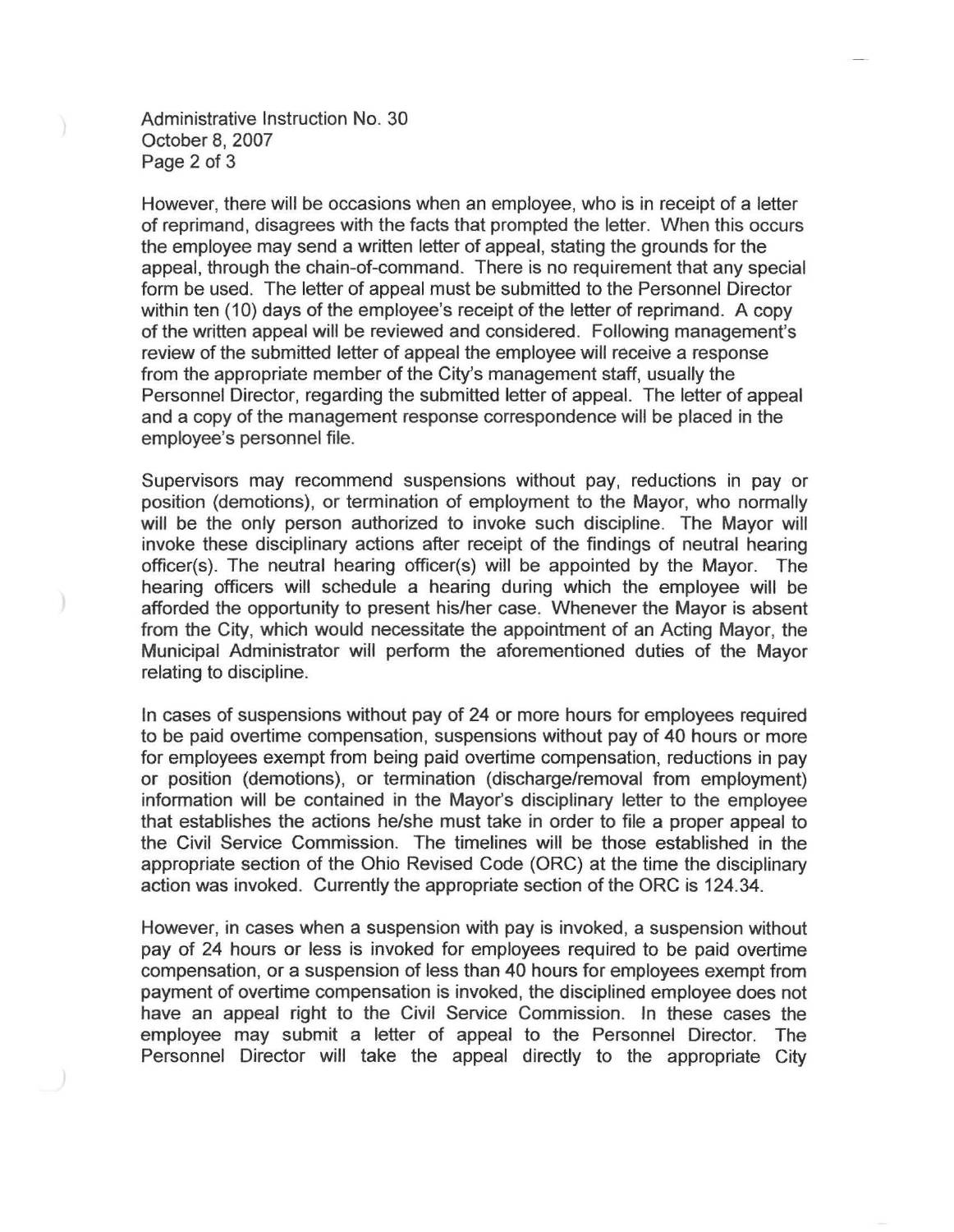However, there will be occasions when an employee, who is in receipt of a letter of reprimand, disagrees with the facts that prompted the letter. When this occurs the employee may send a written letter of appeal, stating the grounds for the appeal, through the chain-of-command. There is no requirement that any special form be used. The letter of appeal must be submitted to the Personnel Director within ten (10) days of the employee's receipt of the letter of reprimand. A copy of the written appeal will be reviewed and considered. Following management's review of the submitted letter of appeal the employee will receive a response from the appropriate member of the City's management staff, usually the Personnel Director, regarding the submitted letter of appeal. The letter of appeal and a copy of the management response correspondence will be placed in the employee's personnel file.

Supervisors may recommend suspensions without pay, reductions in pay or position (demotions), or termination of employment to the Mayor, who normally will be the only person authorized to invoke such discipline. The Mayor will invoke these disciplinary actions after receipt of the findings of neutral hearing officer(s). The neutral hearing officer(s) will be appointed by the Mayor. The hearing officers will schedule a hearing during which the employee will be afforded the opportunity to present his/her case. Whenever the Mayor is absent from the City, which would necessitate the appointment of an Acting Mayor, the Municipal Administrator will perform the aforementioned duties of the Mayor relating to discipline.

In cases of suspensions without pay of 24 or more hours for employees required to be paid overtime compensation, suspensions without pay of 40 hours or more for employees exempt from being paid overtime compensation, reductions in pay or position (demotions), or termination (discharge/removal from employment) information will be contained in the Mayor's disciplinary letter to the employee that establishes the actions he/she must take in order to file a proper appeal to the Civil Service Commission. The timelines will be those established in the appropriate section of the Ohio Revised Code (ORC) at the time the disciplinary action was invoked. Currently the appropriate section of the ORC is 124.34.

However, in cases when a suspension with pay is invoked, a suspension without pay of 24 hours or less is invoked for employees required to be paid overtime compensation, or a suspension of less than 40 hours for employees exempt from payment of overtime compensation is invoked, the disciplined employee does not have an appeal right to the Civil Service Commission. In these cases the employee may submit a letter of appeal to the Personnel Director. The Personnel Director will take the appeal directly to the appropriate City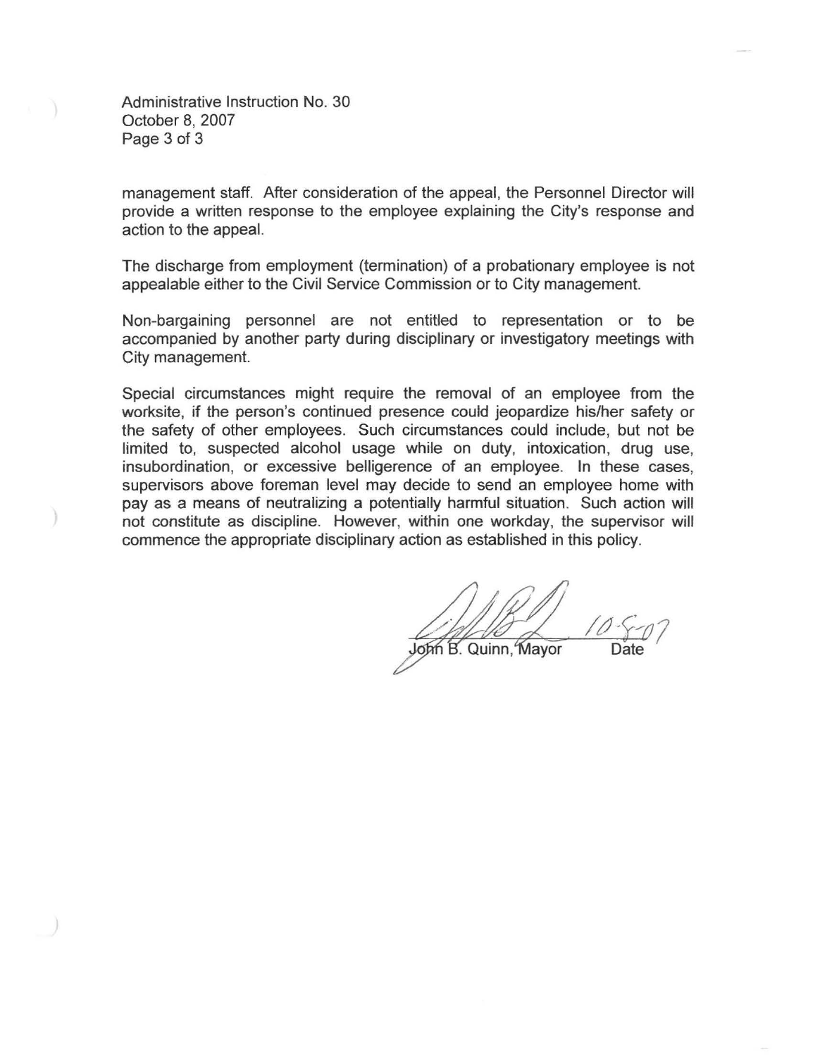management staff. After consideration of the appeal, the Personnel Director will provide a written response to the employee explaining the City's response and action to the appeal.

The discharge from employment (termination) of a probationary employee is not appealable either to the Civil Service Commission or to City management.

Non-bargaining personnel are not entitled to representation or to be accompanied by another party during disciplinary or investigatory meetings with City management.

Special circumstances might require the removal of an employee from the worksite, if the person's continued presence could jeopardize his/her safety or the safety of other employees. Such circumstances could include, but not be limited to, suspected alcohol usage while on duty, intoxication, drug use, insubordination, or excessive belligerence of an employee. In these cases, supervisors above foreman level may decide to send an employee home with pay as a means of neutralizing a potentially harmful situation. Such action will not constitute as discipline. However, within one workday, the supervisor will commence the appropriate disciplinary action as established in this policy.

John B. Quinn, Mayor — Date: 10-8-07